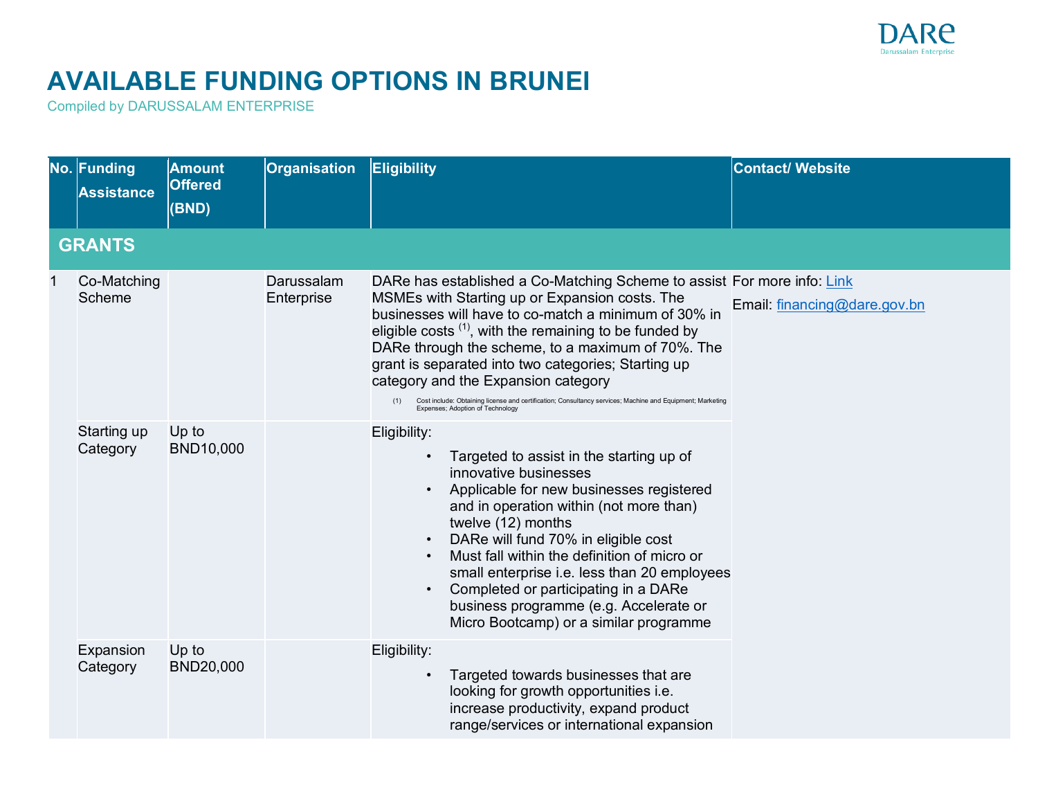# AVAILABLE FUNDING OPTIONS IN BRUNEI

Compiled by DARUSSALAM ENTERPRISE

| No. | Funding Assistance | Amount Offered (BND) | Organisation | Eligibility | Contact/ Website |
|---|---|---|---|---|---|
| **GRANTS** | | | | | |
| 1 | Co-Matching Scheme | | Darussalam Enterprise | DARe has established a Co-Matching Scheme to assist MSMEs with Starting up or Expansion costs. The businesses will have to co-match a minimum of 30% in eligible costs [1], with the remaining to be funded by DARe through the scheme, to a maximum of 70%. The grant is separated into two categories; Starting up category and the Expansion category<br><br>(1) Cost include: Obtaining license and certification; Consultancy services; Machine and Equipment; Marketing Expenses; Adoption of Technology | For more info: Link<br><br>Email: financing@dare.gov.bn |
| | Starting up Category | Up to BND10,000 | | Eligibility:<br>• Targeted to assist in the starting up of innovative businesses<br>• Applicable for new businesses registered and in operation within (not more than) twelve (12) months<br>• DARe will fund 70% in eligible cost<br>• Must fall within the definition of micro or small enterprise i.e. less than 20 employees<br>• Completed or participating in a DARe business programme (e.g. Accelerate or Micro Bootcamp) or a similar programme | |
| | Expansion Category | Up to BND20,000 | | Eligibility:<br>• Targeted towards businesses that are looking for growth opportunities i.e. increase productivity, expand product range/services or international expansion | |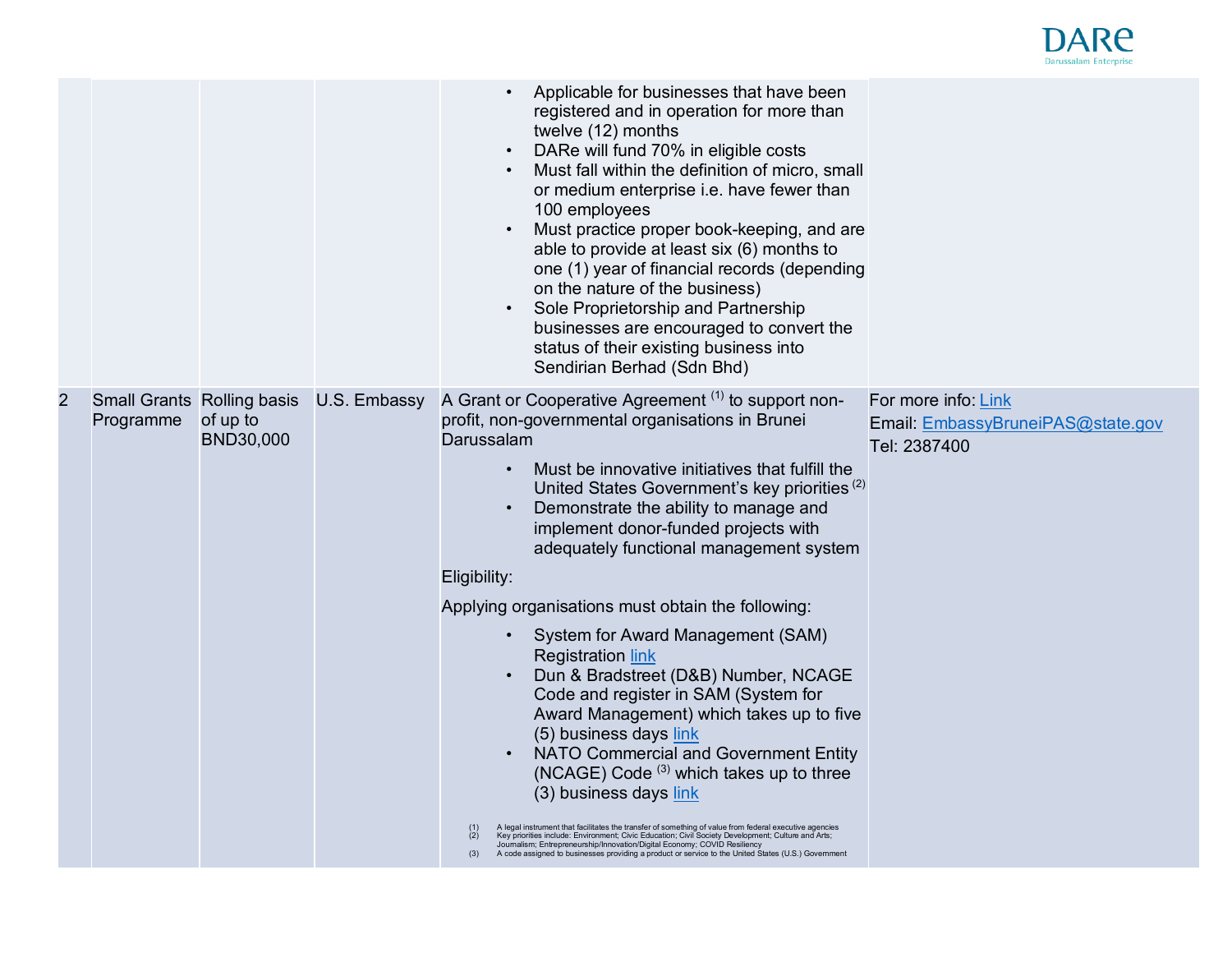| | | | | | |
|---|---|---|---|---|---|
| | | | | • Applicable for businesses that have been registered and in operation for more than twelve (12) months<br>• DARe will fund 70% in eligible costs<br>• Must fall within the definition of micro, small or medium enterprise i.e. have fewer than 100 employees<br>• Must practice proper book-keeping, and are able to provide at least six (6) months to one (1) year of financial records (depending on the nature of the business)<br>• Sole Proprietorship and Partnership businesses are encouraged to convert the status of their existing business into Sendirian Berhad (Sdn Bhd) | |
| 2 | Small Grants Programme | Rolling basis of up to BND30,000 | U.S. Embassy | A Grant or Cooperative Agreement [(1)] to support non-profit, non-governmental organisations in Brunei Darussalam<br>• Must be innovative initiatives that fulfill the United States Government's key priorities [(2)]<br>• Demonstrate the ability to manage and implement donor-funded projects with adequately functional management system<br>Eligibility:<br>Applying organisations must obtain the following:<br>• System for Award Management (SAM) Registration link<br>• Dun & Bradstreet (D&B) Number, NCAGE Code and register in SAM (System for Award Management) which takes up to five (5) business days link<br>• NATO Commercial and Government Entity (NCAGE) Code [(3)] which takes up to three (3) business days link<br>(1) A legal instrument that facilitates the transfer of something of value from federal executive agencies<br>(2) Key priorities include: Environment; Civic Education; Civil Society Development; Culture and Arts; Journalism; Entrepreneurship/Innovation/Digital Economy; COVID Resiliency<br>(3) A code assigned to businesses providing a product or service to the United States (U.S.) Government | For more info: Link<br>Email: EmbassyBruneiPAS@state.gov<br>Tel: 2387400 |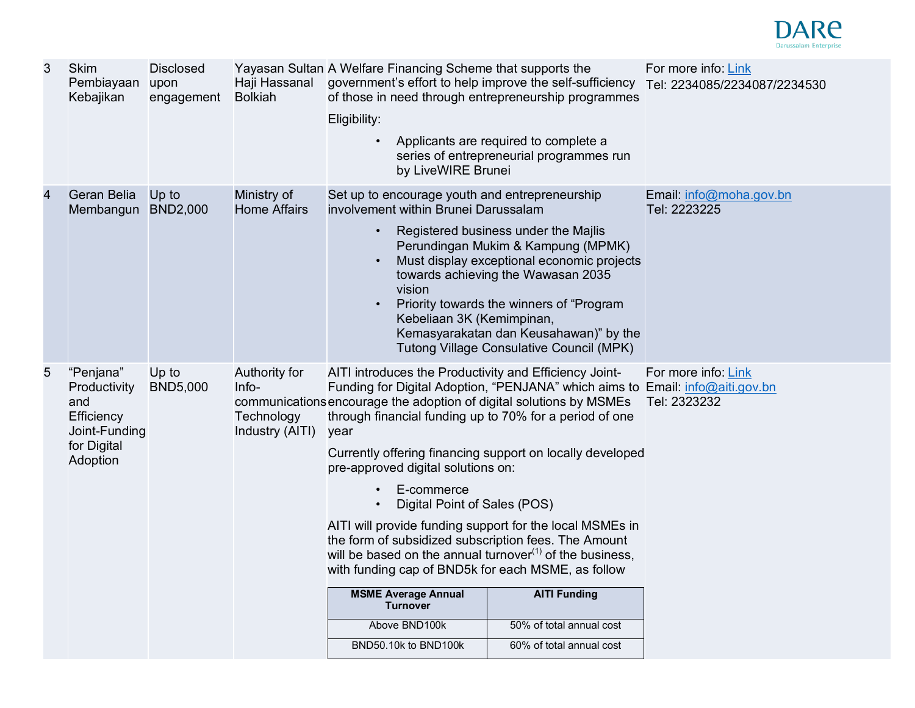| | | | | | |
|---|---|---|---|---|---|
| 3 | Skim Pembiayaan Kebajikan | Disclosed upon engagement | Yayasan Sultan Haji Hassanal Bolkiah | A Welfare Financing Scheme that supports the government's effort to help improve the self-sufficiency of those in need through entrepreneurship programmes<br><br>Eligibility:<br><br>• Applicants are required to complete a series of entrepreneurial programmes run by LiveWIRE Brunei | For more info: Link<br>Tel: 2234085/2234087/2234530 |
| 4 | Geran Belia Membangun | Up to BND2,000 | Ministry of Home Affairs | Set up to encourage youth and entrepreneurship involvement within Brunei Darussalam<br><br>• Registered business under the Majlis Perundingan Mukim & Kampung (MPMK)<br>• Must display exceptional economic projects towards achieving the Wawasan 2035 vision<br>• Priority towards the winners of "Program Kebeliaan 3K (Kemimpinan, Kemasyarakatan dan Keusahawan)" by the Tutong Village Consulative Council (MPK) | Email: info@moha.gov.bn<br>Tel: 2223225 |
| 5 | "Penjana" Productivity and Efficiency Joint-Funding for Digital Adoption | Up to BND5,000 | Authority for Info-communications Technology Industry (AITI) | AITI introduces the Productivity and Efficiency Joint-Funding for Digital Adoption, "PENJANA" which aims to encourage the adoption of digital solutions by MSMEs through financial funding up to 70% for a period of one year<br><br>Currently offering financing support on locally developed pre-approved digital solutions on:<br><br>• E-commerce<br>• Digital Point of Sales (POS)<br><br>AITI will provide funding support for the local MSMEs in the form of subsidized subscription fees. The Amount will be based on the annual turnover[(1)] of the business, with funding cap of BND5k for each MSME, as follow<br><br>**MSME Average Annual Turnover** → **AITI Funding**<br>Above BND100k → 50% of total annual cost<br>BND50.10k to BND100k → 60% of total annual cost | For more info: Link<br>Email: info@aiti.gov.bn<br>Tel: 2323232 |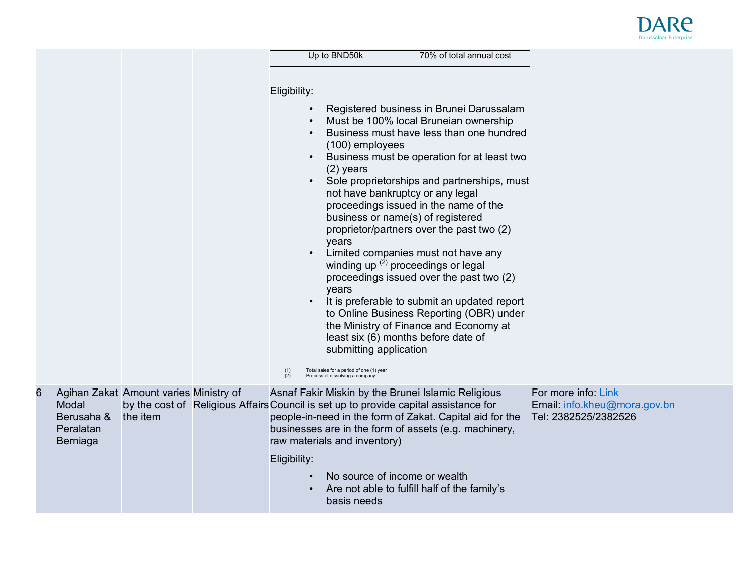| | | | | | |
|---|---|---|---|---|---|
| | | | | Up to BND50k — 70% of total annual cost<br><br>Eligibility:<br>• Registered business in Brunei Darussalam<br>• Must be 100% local Bruneian ownership<br>• Business must have less than one hundred (100) employees<br>• Business must be operation for at least two (2) years<br>• Sole proprietorships and partnerships, must not have bankruptcy or any legal proceedings issued in the name of the business or name(s) of registered proprietor/partners over the past two (2) years<br>• Limited companies must not have any winding up [2] proceedings or legal proceedings issued over the past two (2) years<br>• It is preferable to submit an updated report to Online Business Reporting (OBR) under the Ministry of Finance and Economy at least six (6) months before date of submitting application<br><br>(1) Total sales for a period of one (1) year<br>(2) Process of dissolving a company | |
| 6 | Agihan Zakat Modal Berusaha & Peralatan Berniaga | Amount varies by the cost of the item | Ministry of Religious Affairs | Asnaf Fakir Miskin by the Brunei Islamic Religious Council is set up to provide capital assistance for people-in-need in the form of Zakat. Capital aid for the businesses are in the form of assets (e.g. machinery, raw materials and inventory)<br><br>Eligibility:<br>• No source of income or wealth<br>• Are not able to fulfill half of the family's basis needs | For more info: Link<br>Email: info.kheu@mora.gov.bn<br>Tel: 2382525/2382526 |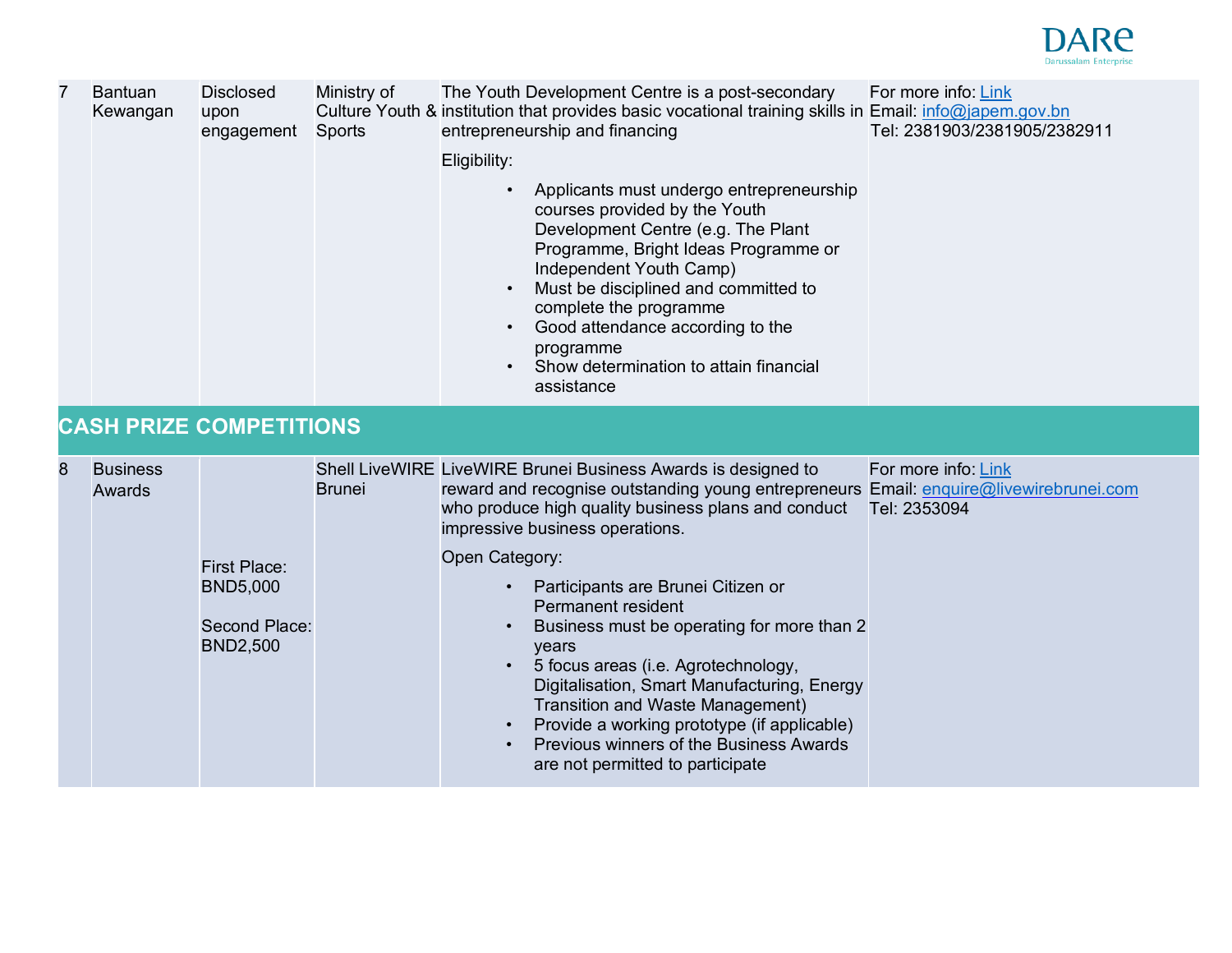| 7 | Bantuan Kewangan | Disclosed upon engagement | Ministry of Culture Youth & Sports | The Youth Development Centre is a post-secondary institution that provides basic vocational training skills in entrepreneurship and financing<br><br>Eligibility:<br>• Applicants must undergo entrepreneurship courses provided by the Youth Development Centre (e.g. The Plant Programme, Bright Ideas Programme or Independent Youth Camp)<br>• Must be disciplined and committed to complete the programme<br>• Good attendance according to the programme<br>• Show determination to attain financial assistance | For more info: Link<br>Email: info@japem.gov.bn<br>Tel: 2381903/2381905/2382911 |
|---|---|---|---|---|---|
| **CASH PRIZE COMPETITIONS** | | | | | |
| 8 | Business Awards | First Place: BND5,000<br><br>Second Place: BND2,500 | Shell LiveWIRE Brunei | LiveWIRE Brunei Business Awards is designed to reward and recognise outstanding young entrepreneurs who produce high quality business plans and conduct impressive business operations.<br><br>Open Category:<br>• Participants are Brunei Citizen or Permanent resident<br>• Business must be operating for more than 2 years<br>• 5 focus areas (i.e. Agrotechnology, Digitalisation, Smart Manufacturing, Energy Transition and Waste Management)<br>• Provide a working prototype (if applicable)<br>• Previous winners of the Business Awards are not permitted to participate | For more info: Link<br>Email: enquire@livewirebrunei.com<br>Tel: 2353094 |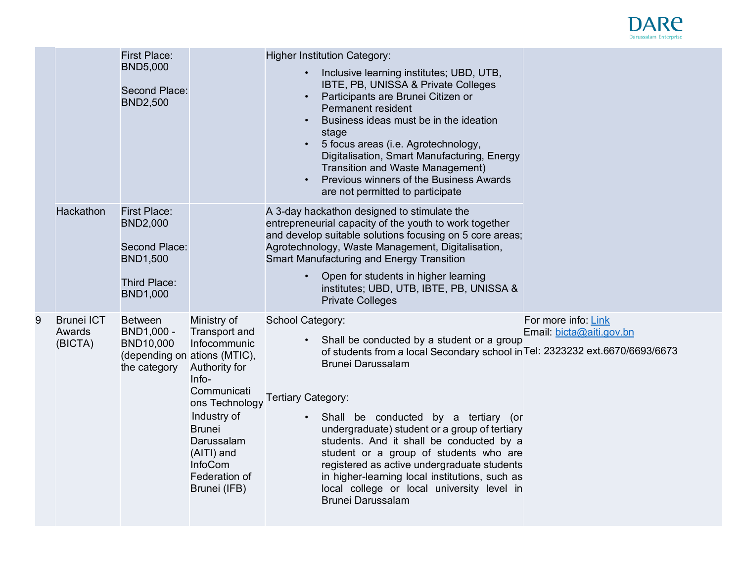| | | | | | |
|---|---|---|---|---|---|
| | | First Place: BND5,000<br><br>Second Place: BND2,500 | | Higher Institution Category:<br>• Inclusive learning institutes; UBD, UTB, IBTE, PB, UNISSA & Private Colleges<br>• Participants are Brunei Citizen or Permanent resident<br>• Business ideas must be in the ideation stage<br>• 5 focus areas (i.e. Agrotechnology, Digitalisation, Smart Manufacturing, Energy Transition and Waste Management)<br>• Previous winners of the Business Awards are not permitted to participate | |
| | Hackathon | First Place: BND2,000<br><br>Second Place: BND1,500<br><br>Third Place: BND1,000 | | A 3-day hackathon designed to stimulate the entrepreneurial capacity of the youth to work together and develop suitable solutions focusing on 5 core areas; Agrotechnology, Waste Management, Digitalisation, Smart Manufacturing and Energy Transition<br>• Open for students in higher learning institutes; UBD, UTB, IBTE, PB, UNISSA & Private Colleges | |
| 9 | Brunei ICT Awards (BICTA) | Between BND1,000 - BND10,000 (depending on the category | Ministry of Transport and Infocommunications (MTIC), Authority for Info-Communications Technology Industry of Brunei Darussalam (AITI) and InfoCom Federation of Brunei (IFB) | School Category:<br>• Shall be conducted by a student or a group of students from a local Secondary school in Brunei Darussalam<br><br>Tertiary Category:<br>• Shall be conducted by a tertiary (or undergraduate) student or a group of tertiary students. And it shall be conducted by a student or a group of students who are registered as active undergraduate students in higher-learning local institutions, such as local college or local university level in Brunei Darussalam | For more info: Link<br>Email: bicta@aiti.gov.bn<br><br>Tel: 2323232 ext.6670/6693/6673 |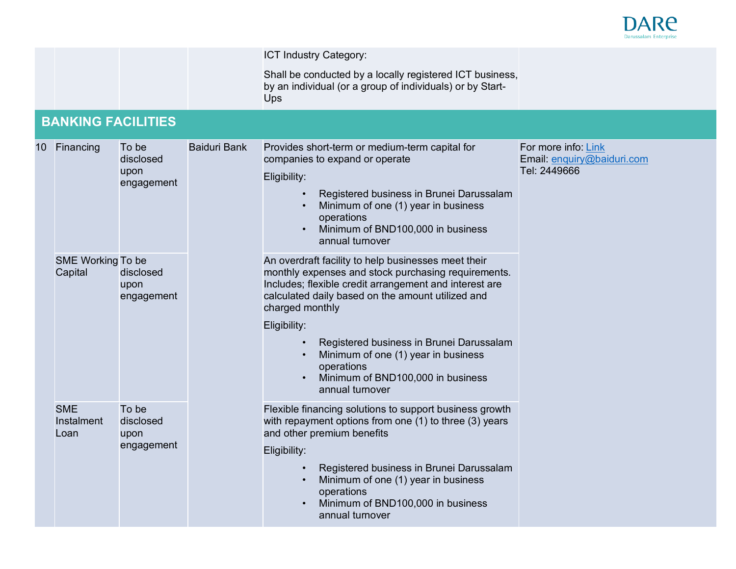| | | | | | |
|---|---|---|---|---|---|
| | | | | ICT Industry Category:<br><br>Shall be conducted by a locally registered ICT business, by an individual (or a group of individuals) or by Start-Ups | |
| **BANKING FACILITIES** | | | | | |
| 10 | Financing | To be disclosed upon engagement | Baiduri Bank | Provides short-term or medium-term capital for companies to expand or operate<br><br>Eligibility:<br>• Registered business in Brunei Darussalam<br>• Minimum of one (1) year in business operations<br>• Minimum of BND100,000 in business annual turnover | For more info: Link<br>Email: enquiry@baiduri.com<br>Tel: 2449666 |
| | SME Working Capital | To be disclosed upon engagement | | An overdraft facility to help businesses meet their monthly expenses and stock purchasing requirements. Includes; flexible credit arrangement and interest are calculated daily based on the amount utilized and charged monthly<br><br>Eligibility:<br>• Registered business in Brunei Darussalam<br>• Minimum of one (1) year in business operations<br>• Minimum of BND100,000 in business annual turnover | |
| | SME Instalment Loan | To be disclosed upon engagement | | Flexible financing solutions to support business growth with repayment options from one (1) to three (3) years and other premium benefits<br><br>Eligibility:<br>• Registered business in Brunei Darussalam<br>• Minimum of one (1) year in business operations<br>• Minimum of BND100,000 in business annual turnover | |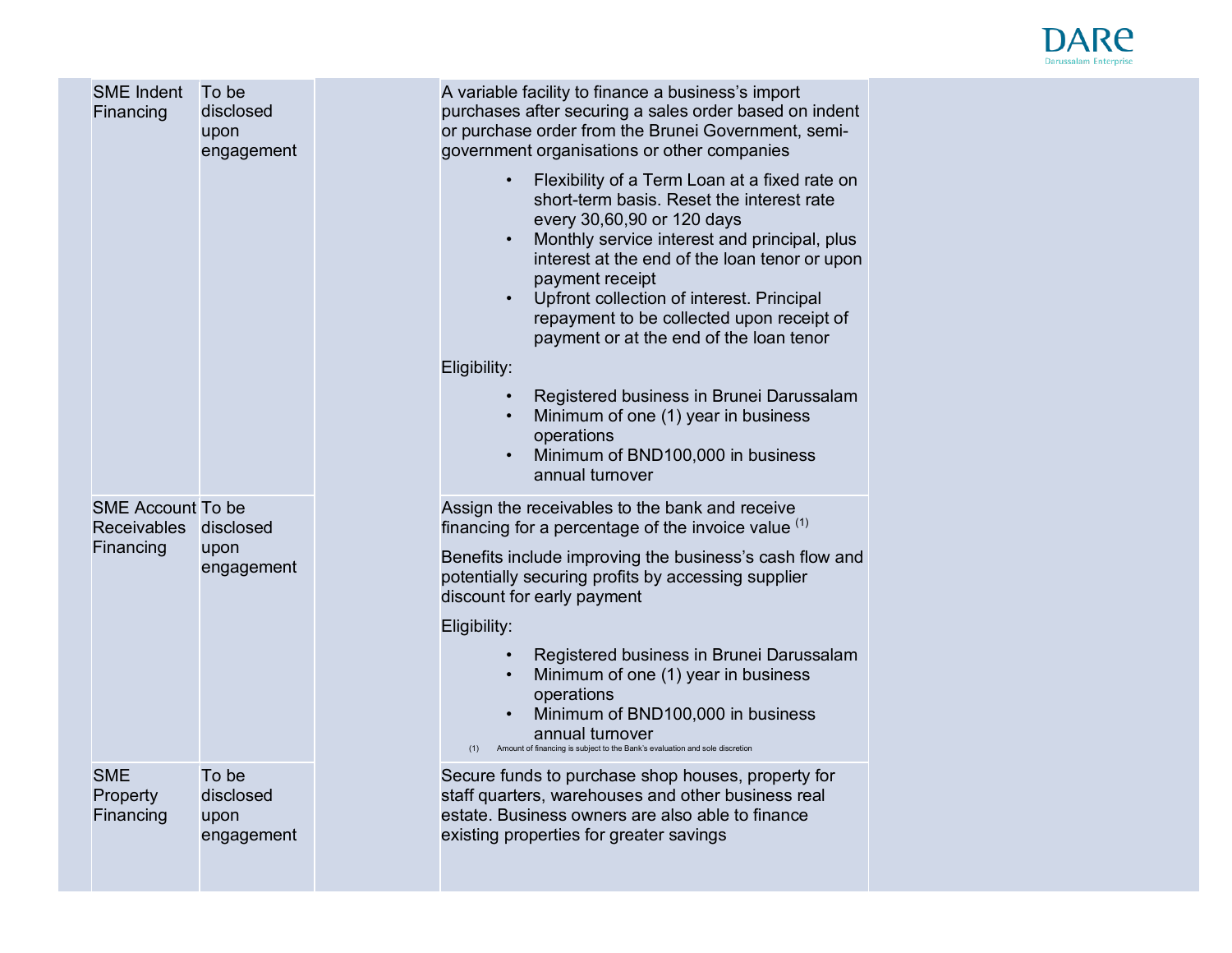| | | | | | |
|---|---|---|---|---|---|
| | SME Indent Financing | To be disclosed upon engagement | | A variable facility to finance a business's import purchases after securing a sales order based on indent or purchase order from the Brunei Government, semi-government organisations or other companies<br><br>• Flexibility of a Term Loan at a fixed rate on short-term basis. Reset the interest rate every 30,60,90 or 120 days<br>• Monthly service interest and principal, plus interest at the end of the loan tenor or upon payment receipt<br>• Upfront collection of interest. Principal repayment to be collected upon receipt of payment or at the end of the loan tenor<br><br>Eligibility:<br><br>• Registered business in Brunei Darussalam<br>• Minimum of one (1) year in business operations<br>• Minimum of BND100,000 in business annual turnover | |
| | SME Account Receivables Financing | To be disclosed upon engagement | | Assign the receivables to the bank and receive financing for a percentage of the invoice value [1]<br><br>Benefits include improving the business's cash flow and potentially securing profits by accessing supplier discount for early payment<br><br>Eligibility:<br><br>• Registered business in Brunei Darussalam<br>• Minimum of one (1) year in business operations<br>• Minimum of BND100,000 in business annual turnover<br><br>(1) Amount of financing is subject to the Bank's evaluation and sole discretion | |
| | SME Property Financing | To be disclosed upon engagement | | Secure funds to purchase shop houses, property for staff quarters, warehouses and other business real estate. Business owners are also able to finance existing properties for greater savings | |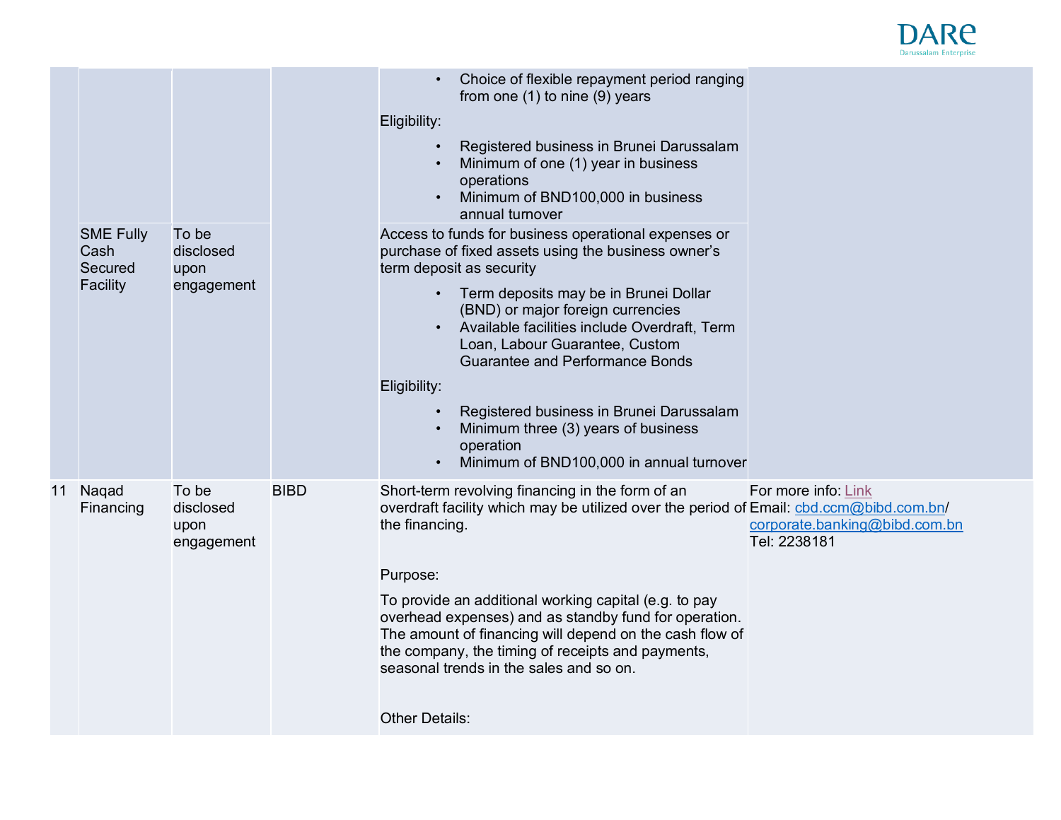| | | | | | |
|---|---|---|---|---|---|
| | | | | • Choice of flexible repayment period ranging from one (1) to nine (9) years<br><br>Eligibility:<br><br>• Registered business in Brunei Darussalam<br>• Minimum of one (1) year in business operations<br>• Minimum of BND100,000 in business annual turnover | |
| | SME Fully Cash Secured Facility | To be disclosed upon engagement | | Access to funds for business operational expenses or purchase of fixed assets using the business owner's term deposit as security<br><br>• Term deposits may be in Brunei Dollar (BND) or major foreign currencies<br>• Available facilities include Overdraft, Term Loan, Labour Guarantee, Custom Guarantee and Performance Bonds<br><br>Eligibility:<br><br>• Registered business in Brunei Darussalam<br>• Minimum three (3) years of business operation<br>• Minimum of BND100,000 in annual turnover | |
| 11 | Naqad Financing | To be disclosed upon engagement | BIBD | Short-term revolving financing in the form of an overdraft facility which may be utilized over the period of the financing.<br><br>Purpose:<br><br>To provide an additional working capital (e.g. to pay overhead expenses) and as standby fund for operation. The amount of financing will depend on the cash flow of the company, the timing of receipts and payments, seasonal trends in the sales and so on.<br><br>Other Details: | For more info: Link<br>Email: cbd.ccm@bibd.com.bn/ corporate.banking@bibd.com.bn<br>Tel: 2238181 |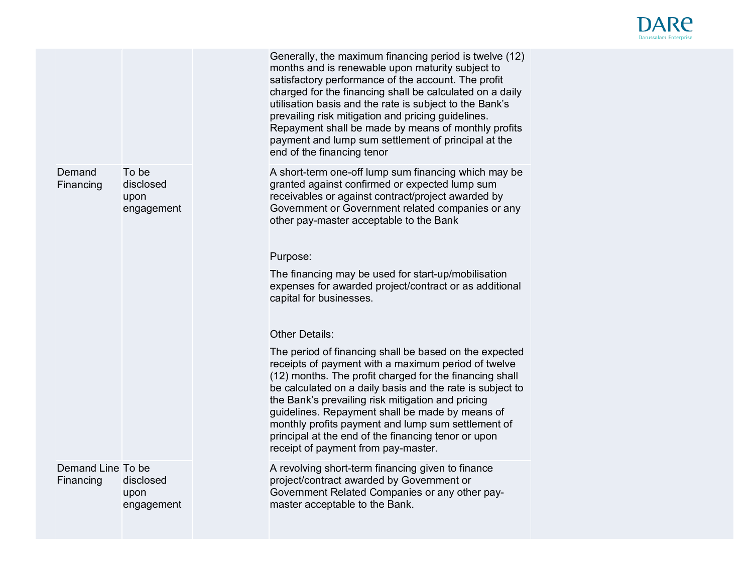|  |  |  |  |  |  |
|---|---|---|---|---|---|
|  |  |  |  | Generally, the maximum financing period is twelve (12) months and is renewable upon maturity subject to satisfactory performance of the account. The profit charged for the financing shall be calculated on a daily utilisation basis and the rate is subject to the Bank's prevailing risk mitigation and pricing guidelines. Repayment shall be made by means of monthly profits payment and lump sum settlement of principal at the end of the financing tenor |  |
|  | Demand Financing | To be disclosed upon engagement |  | A short-term one-off lump sum financing which may be granted against confirmed or expected lump sum receivables or against contract/project awarded by Government or Government related companies or any other pay-master acceptable to the Bank<br><br>Purpose:<br>The financing may be used for start-up/mobilisation expenses for awarded project/contract or as additional capital for businesses.<br><br>Other Details:<br>The period of financing shall be based on the expected receipts of payment with a maximum period of twelve (12) months. The profit charged for the financing shall be calculated on a daily basis and the rate is subject to the Bank's prevailing risk mitigation and pricing guidelines. Repayment shall be made by means of monthly profits payment and lump sum settlement of principal at the end of the financing tenor or upon receipt of payment from pay-master. |  |
|  | Demand Line Financing | To be disclosed upon engagement |  | A revolving short-term financing given to finance project/contract awarded by Government or Government Related Companies or any other pay-master acceptable to the Bank. |  |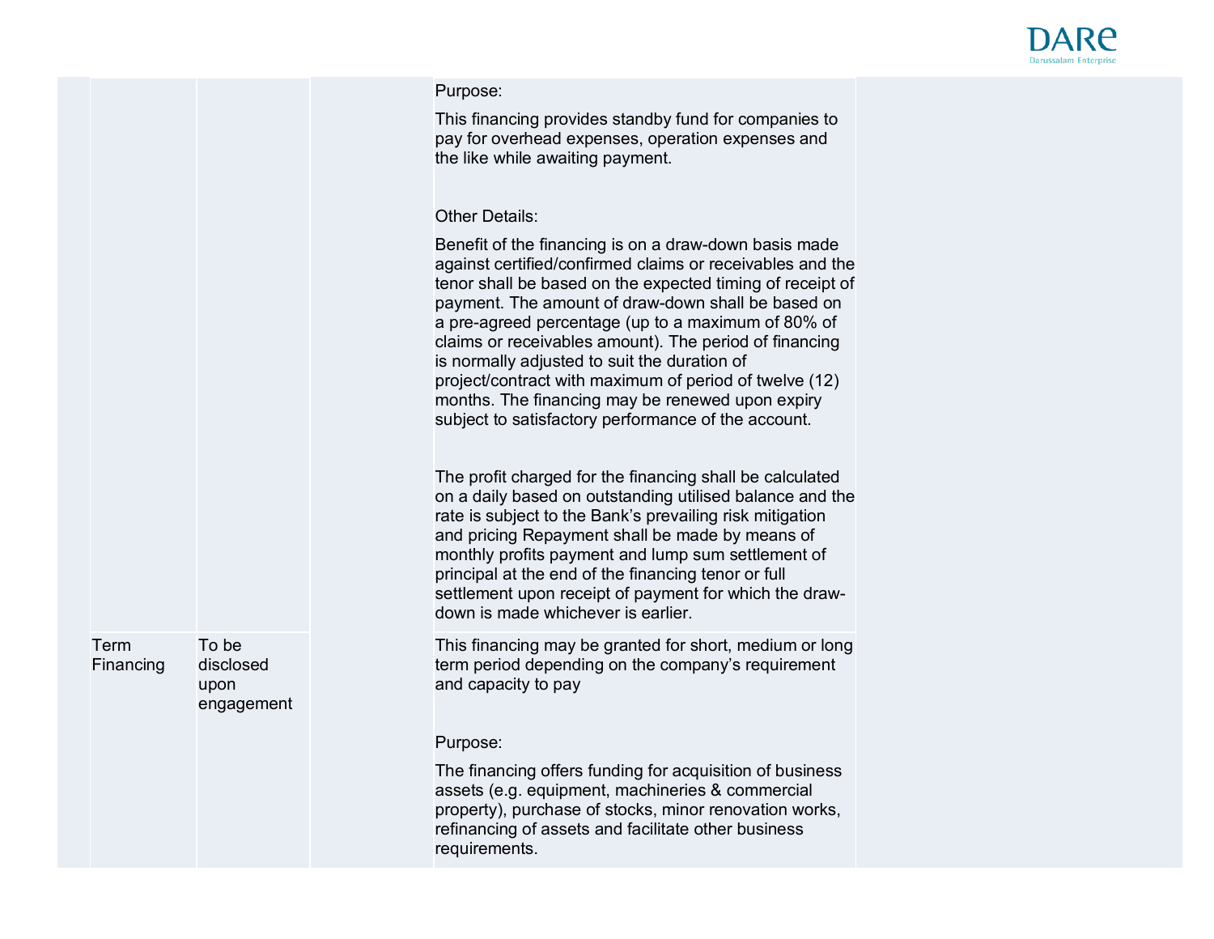| | | | | | |
|---|---|---|---|---|---|
| | | | | Purpose:<br><br>This financing provides standby fund for companies to pay for overhead expenses, operation expenses and the like while awaiting payment.<br><br>Other Details:<br><br>Benefit of the financing is on a draw-down basis made against certified/confirmed claims or receivables and the tenor shall be based on the expected timing of receipt of payment. The amount of draw-down shall be based on a pre-agreed percentage (up to a maximum of 80% of claims or receivables amount). The period of financing is normally adjusted to suit the duration of project/contract with maximum of period of twelve (12) months. The financing may be renewed upon expiry subject to satisfactory performance of the account.<br><br>The profit charged for the financing shall be calculated on a daily based on outstanding utilised balance and the rate is subject to the Bank's prevailing risk mitigation and pricing Repayment shall be made by means of monthly profits payment and lump sum settlement of principal at the end of the financing tenor or full settlement upon receipt of payment for which the draw-down is made whichever is earlier. | |
| | Term Financing | To be disclosed upon engagement | | This financing may be granted for short, medium or long term period depending on the company's requirement and capacity to pay<br><br>Purpose:<br><br>The financing offers funding for acquisition of business assets (e.g. equipment, machineries & commercial property), purchase of stocks, minor renovation works, refinancing of assets and facilitate other business requirements. | |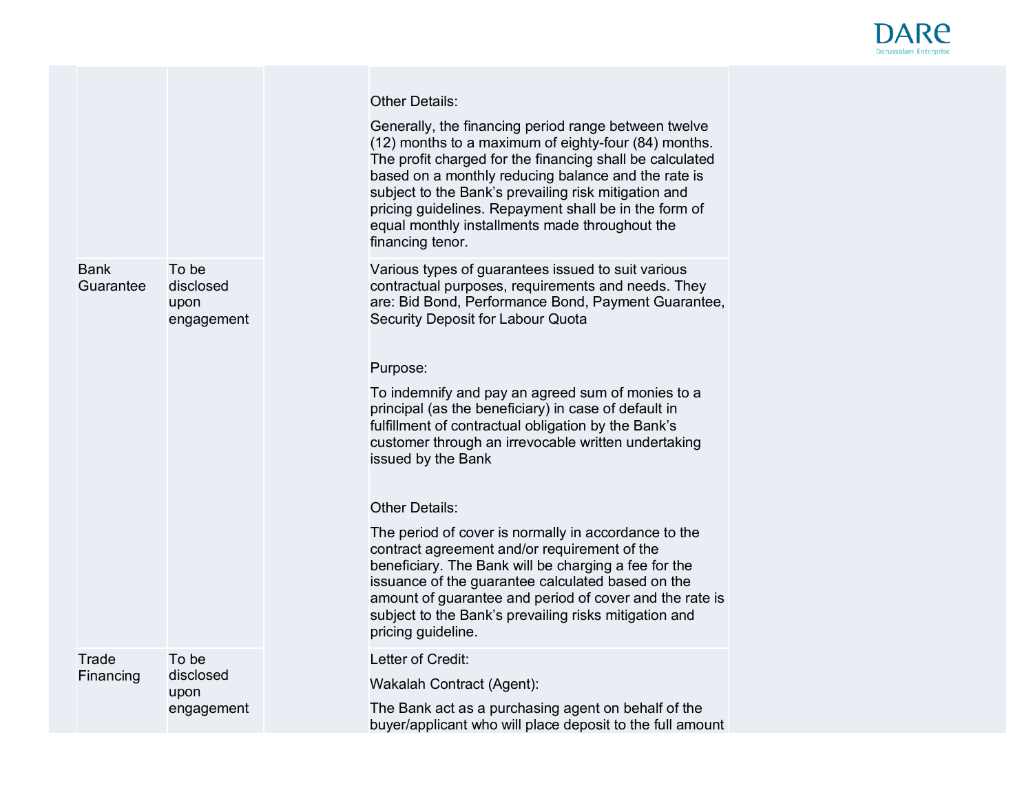| | | | | |
|---|---|---|---|---|
| | | | Other Details:<br><br>Generally, the financing period range between twelve (12) months to a maximum of eighty-four (84) months. The profit charged for the financing shall be calculated based on a monthly reducing balance and the rate is subject to the Bank's prevailing risk mitigation and pricing guidelines. Repayment shall be in the form of equal monthly installments made throughout the financing tenor. | |
| Bank Guarantee | To be disclosed upon engagement | | Various types of guarantees issued to suit various contractual purposes, requirements and needs. They are: Bid Bond, Performance Bond, Payment Guarantee, Security Deposit for Labour Quota<br><br>Purpose:<br><br>To indemnify and pay an agreed sum of monies to a principal (as the beneficiary) in case of default in fulfillment of contractual obligation by the Bank's customer through an irrevocable written undertaking issued by the Bank<br><br>Other Details:<br><br>The period of cover is normally in accordance to the contract agreement and/or requirement of the beneficiary. The Bank will be charging a fee for the issuance of the guarantee calculated based on the amount of guarantee and period of cover and the rate is subject to the Bank's prevailing risks mitigation and pricing guideline. | |
| Trade Financing | To be disclosed upon engagement | | Letter of Credit:<br><br>Wakalah Contract (Agent):<br><br>The Bank act as a purchasing agent on behalf of the buyer/applicant who will place deposit to the full amount | |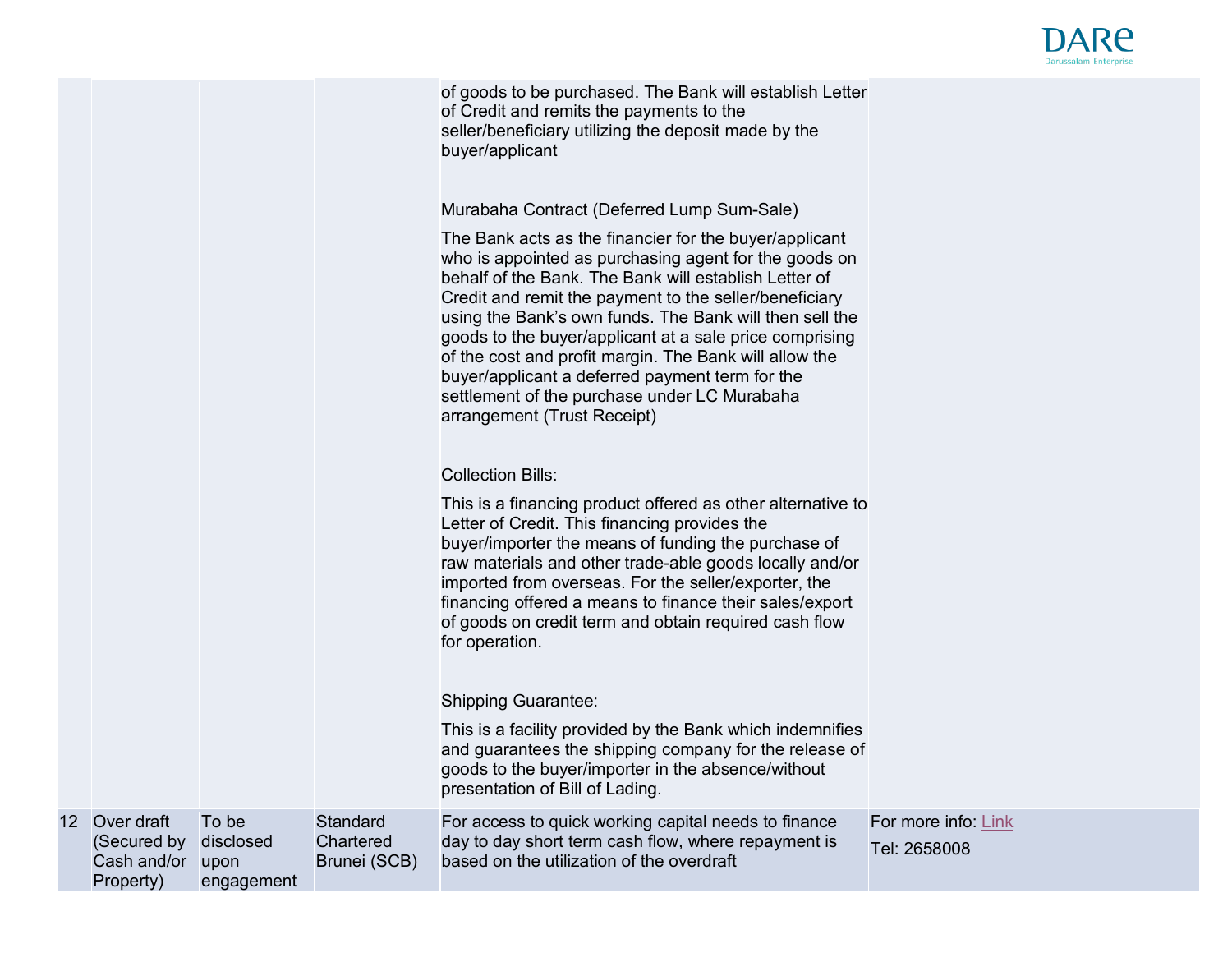| | | | | | |
|---|---|---|---|---|---|
| | | | | of goods to be purchased. The Bank will establish Letter of Credit and remits the payments to the seller/beneficiary utilizing the deposit made by the buyer/applicant<br><br>Murabaha Contract (Deferred Lump Sum-Sale)<br><br>The Bank acts as the financier for the buyer/applicant who is appointed as purchasing agent for the goods on behalf of the Bank. The Bank will establish Letter of Credit and remit the payment to the seller/beneficiary using the Bank's own funds. The Bank will then sell the goods to the buyer/applicant at a sale price comprising of the cost and profit margin. The Bank will allow the buyer/applicant a deferred payment term for the settlement of the purchase under LC Murabaha arrangement (Trust Receipt)<br><br>Collection Bills:<br><br>This is a financing product offered as other alternative to Letter of Credit. This financing provides the buyer/importer the means of funding the purchase of raw materials and other trade-able goods locally and/or imported from overseas. For the seller/exporter, the financing offered a means to finance their sales/export of goods on credit term and obtain required cash flow for operation.<br><br>Shipping Guarantee:<br><br>This is a facility provided by the Bank which indemnifies and guarantees the shipping company for the release of goods to the buyer/importer in the absence/without presentation of Bill of Lading. | |
| 12 | Over draft (Secured by Cash and/or Property) | To be disclosed upon engagement | Standard Chartered Brunei (SCB) | For access to quick working capital needs to finance day to day short term cash flow, where repayment is based on the utilization of the overdraft | For more info: Link<br>Tel: 2658008 |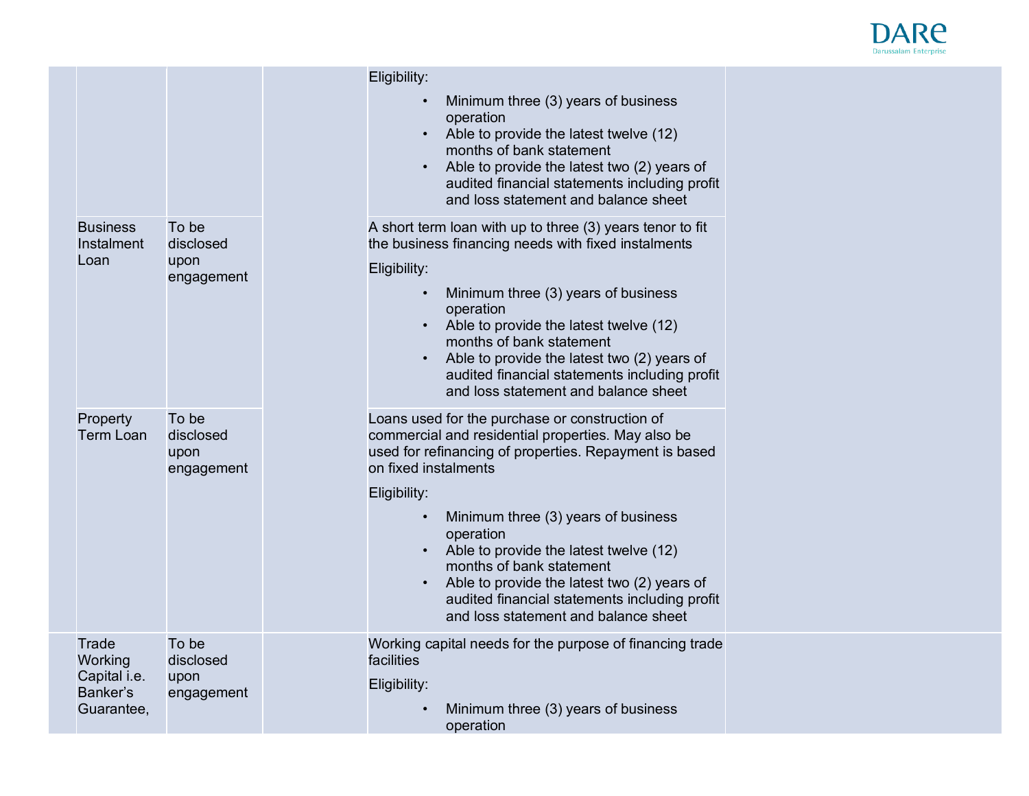| | | | | | |
|---|---|---|---|---|---|
| | | | | Eligibility:<br>• Minimum three (3) years of business operation<br>• Able to provide the latest twelve (12) months of bank statement<br>• Able to provide the latest two (2) years of audited financial statements including profit and loss statement and balance sheet | |
| | Business Instalment Loan | To be disclosed upon engagement | | A short term loan with up to three (3) years tenor to fit the business financing needs with fixed instalments<br>Eligibility:<br>• Minimum three (3) years of business operation<br>• Able to provide the latest twelve (12) months of bank statement<br>• Able to provide the latest two (2) years of audited financial statements including profit and loss statement and balance sheet | |
| | Property Term Loan | To be disclosed upon engagement | | Loans used for the purchase or construction of commercial and residential properties. May also be used for refinancing of properties. Repayment is based on fixed instalments<br>Eligibility:<br>• Minimum three (3) years of business operation<br>• Able to provide the latest twelve (12) months of bank statement<br>• Able to provide the latest two (2) years of audited financial statements including profit and loss statement and balance sheet | |
| | Trade Working Capital i.e. Banker's Guarantee, | To be disclosed upon engagement | | Working capital needs for the purpose of financing trade facilities<br>Eligibility:<br>• Minimum three (3) years of business operation | |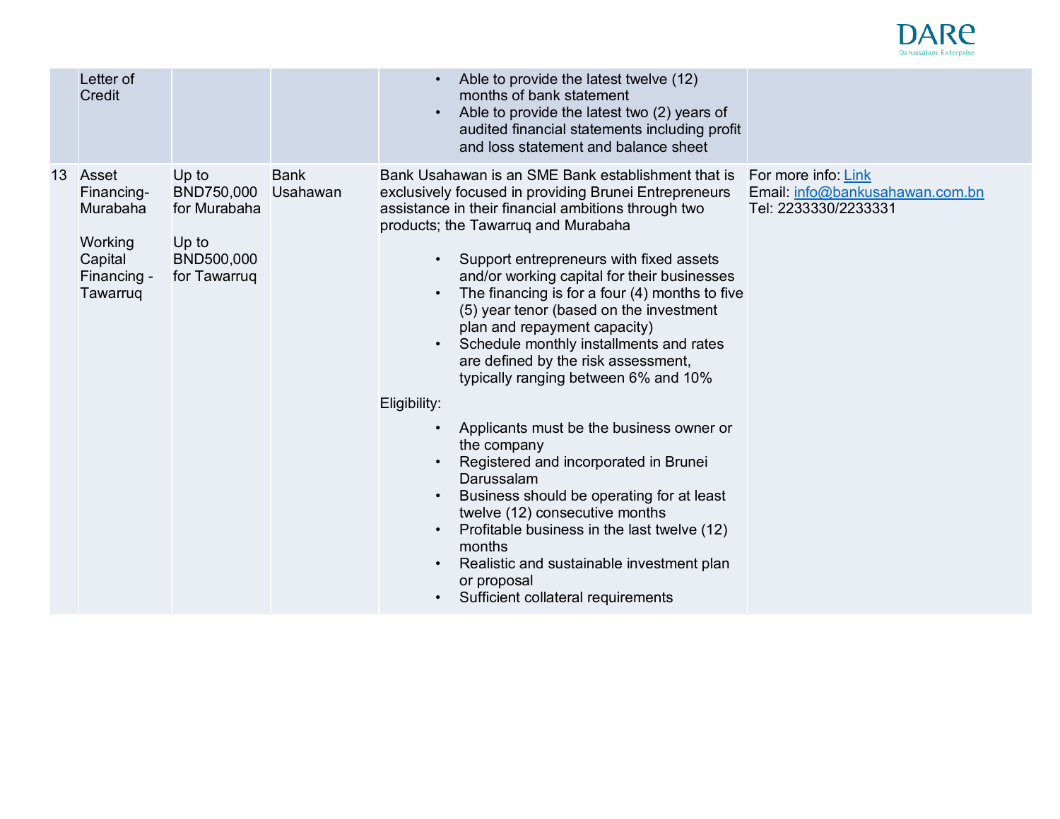| | | | | | |
|---|---|---|---|---|---|
| | Letter of Credit | | | • Able to provide the latest twelve (12) months of bank statement<br>• Able to provide the latest two (2) years of audited financial statements including profit and loss statement and balance sheet | |
| 13 | Asset Financing- Murabaha<br><br>Working Capital Financing - Tawarruq | Up to BND750,000 for Murabaha<br><br>Up to BND500,000 for Tawarruq | Bank Usahawan | Bank Usahawan is an SME Bank establishment that is exclusively focused in providing Brunei Entrepreneurs assistance in their financial ambitions through two products; the Tawarruq and Murabaha<br><br>• Support entrepreneurs with fixed assets and/or working capital for their businesses<br>• The financing is for a four (4) months to five (5) year tenor (based on the investment plan and repayment capacity)<br>• Schedule monthly installments and rates are defined by the risk assessment, typically ranging between 6% and 10%<br><br>Eligibility:<br><br>• Applicants must be the business owner or the company<br>• Registered and incorporated in Brunei Darussalam<br>• Business should be operating for at least twelve (12) consecutive months<br>• Profitable business in the last twelve (12) months<br>• Realistic and sustainable investment plan or proposal<br>• Sufficient collateral requirements | For more info: Link<br>Email: info@bankusahawan.com.bn<br>Tel: 2233330/2233331 |